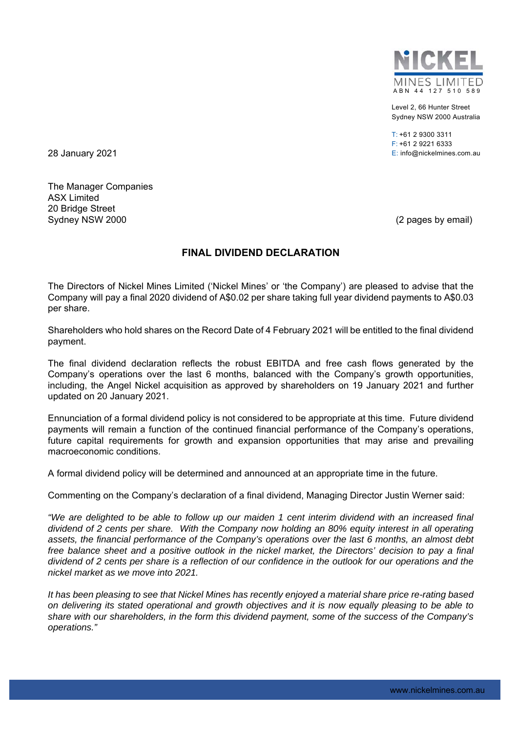**NICKEL MINES LIMITED**
ABN 44 127 510 589

Level 2, 66 Hunter Street
Sydney NSW 2000 Australia

T: +61 2 9300 3311
F: +61 2 9221 6333
E: info@nickelmines.com.au

28 January 2021

The Manager Companies
ASX Limited
20 Bridge Street
Sydney NSW 2000

(2 pages by email)

## FINAL DIVIDEND DECLARATION

The Directors of Nickel Mines Limited ('Nickel Mines' or 'the Company') are pleased to advise that the Company will pay a final 2020 dividend of A$0.02 per share taking full year dividend payments to A$0.03 per share.

Shareholders who hold shares on the Record Date of 4 February 2021 will be entitled to the final dividend payment.

The final dividend declaration reflects the robust EBITDA and free cash flows generated by the Company's operations over the last 6 months, balanced with the Company's growth opportunities, including, the Angel Nickel acquisition as approved by shareholders on 19 January 2021 and further updated on 20 January 2021.

Ennunciation of a formal dividend policy is not considered to be appropriate at this time. Future dividend payments will remain a function of the continued financial performance of the Company's operations, future capital requirements for growth and expansion opportunities that may arise and prevailing macroeconomic conditions.

A formal dividend policy will be determined and announced at an appropriate time in the future.

Commenting on the Company's declaration of a final dividend, Managing Director Justin Werner said:

*"We are delighted to be able to follow up our maiden 1 cent interim dividend with an increased final dividend of 2 cents per share. With the Company now holding an 80% equity interest in all operating assets, the financial performance of the Company's operations over the last 6 months, an almost debt free balance sheet and a positive outlook in the nickel market, the Directors' decision to pay a final dividend of 2 cents per share is a reflection of our confidence in the outlook for our operations and the nickel market as we move into 2021.*

*It has been pleasing to see that Nickel Mines has recently enjoyed a material share price re-rating based on delivering its stated operational and growth objectives and it is now equally pleasing to be able to share with our shareholders, in the form this dividend payment, some of the success of the Company's operations."*

www.nickelmines.com.au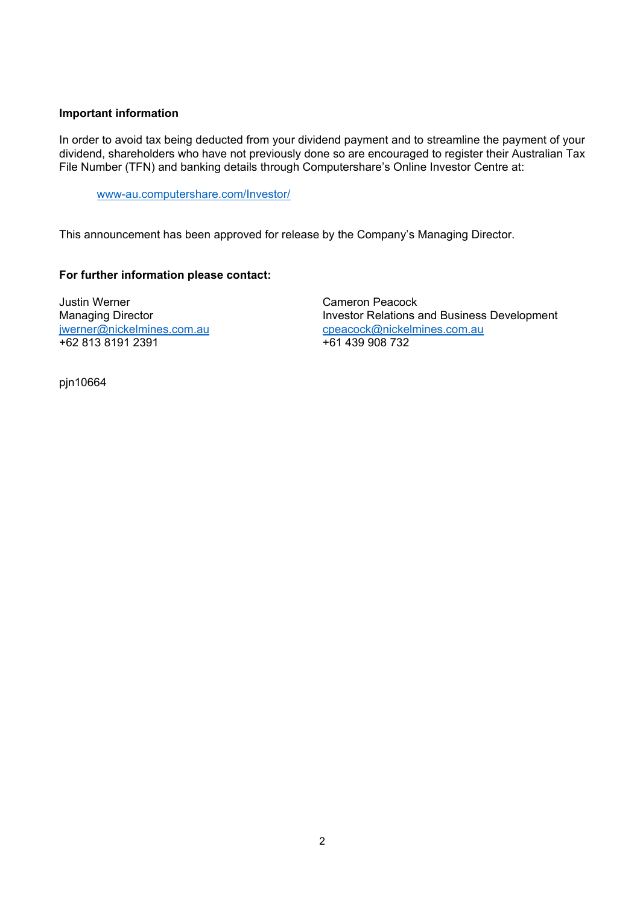**Important information**

In order to avoid tax being deducted from your dividend payment and to streamline the payment of your dividend, shareholders who have not previously done so are encouraged to register their Australian Tax File Number (TFN) and banking details through Computershare's Online Investor Centre at:

www-au.computershare.com/Investor/

This announcement has been approved for release by the Company's Managing Director.

**For further information please contact:**

Justin Werner
Managing Director
jwerner@nickelmines.com.au
+62 813 8191 2391

Cameron Peacock
Investor Relations and Business Development
cpeacock@nickelmines.com.au
+61 439 908 732

pjn10664